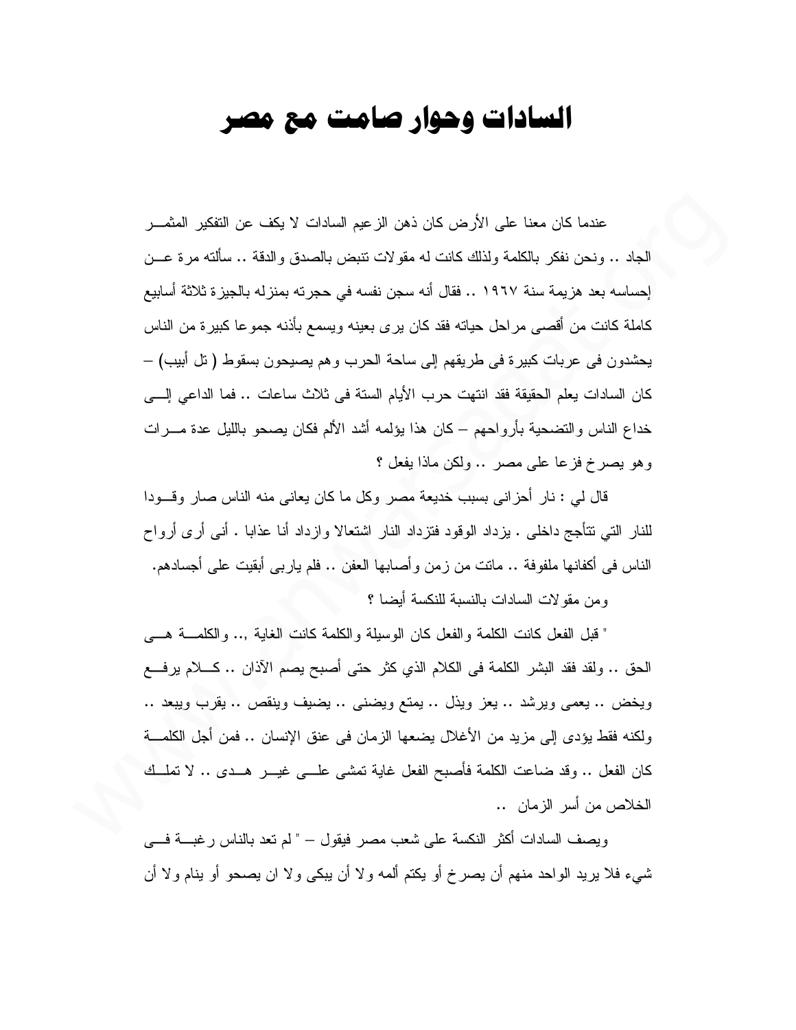# السادات وحوار صامت مع مصر

عندما كان معنا على الأرض كان ذهن الزعيم السادات لا يكف عن التفكير المثمر الجاد .. ونحن نفكر بالكلمة ولذلك كانت له مقولات تنبض بالصدق والدقة .. سألته مرة عن إحساسه بعد هزيمة سنة ١٩٦٧ .. فقال أنه سجن نفسه في حجرته بمنزله بالجيزة ثلاثة أسابيع كاملة كانت من أقصى مراحل حياته فقد كان يرى بعينه ويسمع بأذنه جموعا كبيرة من الناس يحشدون فى عربات كبيرة فى طريقهم إلى ساحة الحرب وهم يصيحون بسقوط ( تل أبيب) – كان السادات يعلم الحقيقة فقد انتهت حرب الأيام الستة فى ثلاث ساعات .. فما الداعي إلى خداع الناس والتضحية بأرواحهم – كان هذا يؤلمه أشد الألم فكان يصحو بالليل عدة مرات وهو يصرخ فزعا على مصر .. ولكن ماذا يفعل ؟

قال لي : نار أحزانى بسبب خديعة مصر وكل ما كان يعانى منه الناس صار وقودا للنار التي تتأجج داخلى . يزداد الوقود فتزداد النار اشتعالا وازداد أنا عذابا . أنى أرى أرواح الناس فى أكفانها ملفوفة .. ماتت من زمن وأصابها العفن .. فلم ياربى أبقيت على أجسادهم.

ومن مقولات السادات بالنسبة للنكسة أيضا ؟

" قبل الفعل كانت الكلمة والفعل كان الوسيلة والكلمة كانت الغاية ,.. والكلمة هى الحق .. ولقد فقد البشر الكلمة فى الكلام الذي كثر حتى أصبح يصم الآذان .. كلام يرفع ويخض .. يعمى ويرشد .. يعز ويذل .. يمتع ويضنى .. يضيف وينقص .. يقرب ويبعد .. ولكنه فقط يؤدى إلى مزيد من الأغلال يضعها الزمان فى عنق الإنسان .. فمن أجل الكلمة كان الفعل .. وقد ضاعت الكلمة فأصبح الفعل غاية تمشى على غير هدى .. لا تملك الخلاص من أسر الزمان ..

ويصف السادات أكثر النكسة على شعب مصر فيقول – " لم تعد بالناس رغبة فى شيء فلا يريد الواحد منهم أن يصرخ أو يكتم ألمه ولا أن يبكى ولا ان يصحو أو ينام ولا أن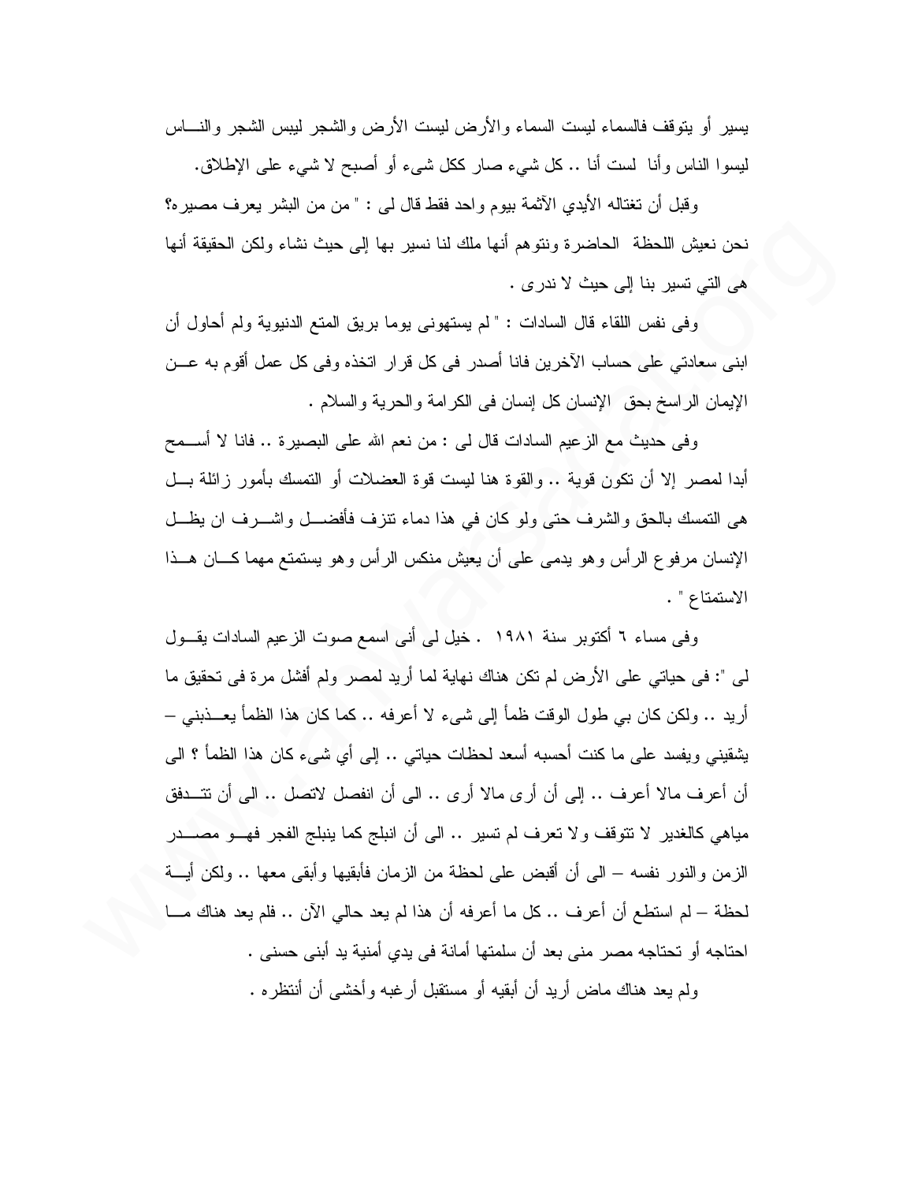يسير أو يتوقف فالسماء ليست السماء والأرض ليست الأرض والشجر ليس الشجر والناس ليسوا الناس وأنا لست أنا .. كل شيء صار ككل شيء أو أصبح لا شيء على الإطلاق.

وقبل أن تغتاله الأيدي الآثمة بيوم واحد فقط قال لى : " من من البشر يعرف مصيره؟ نحن نعيش اللحظة الحاضرة ونتوهم أنها ملك لنا نسير بها إلى حيث نشاء ولكن الحقيقة أنها هى التي تسير بنا إلى حيث لا ندرى .

وفى نفس اللقاء قال السادات : " لم يستهونى يوما بريق المتع الدنيوية ولم أحاول أن ابنى سعادتي على حساب الآخرين فانا أصدر فى كل قرار اتخذه وفى كل عمل أقوم به عن الإيمان الراسخ بحق الإنسان كل إنسان فى الكرامة والحرية والسلام .

وفى حديث مع الزعيم السادات قال لى : من نعم الله على البصيرة .. فانا لا أسمح أبدا لمصر إلا أن تكون قوية .. والقوة هنا ليست قوة العضلات أو التمسك بأمور زائلة بل هى التمسك بالحق والشرف حتى ولو كان في هذا دماء تنزف فأفضل واشرف ان يظل الإنسان مرفوع الرأس وهو يدمى على أن يعيش منكس الرأس وهو يستمتع مهما كان هذا الاستمتاع " .

وفى مساء ٦ أكتوبر سنة ١٩٨١ . خيل لى أنى اسمع صوت الزعيم السادات يقول لى ": فى حياتي على الأرض لم تكن هناك نهاية لما أريد لمصر ولم أفشل مرة فى تحقيق ما أريد .. ولكن كان بي طول الوقت ظمأ إلى شيء لا أعرفه .. كما كان هذا الظمأ يعذبني – يشقيني ويفسد على ما كنت أحسبه أسعد لحظات حياتي .. إلى أي شيء كان هذا الظمأ ؟ الى أن أعرف مالا أعرف .. إلى أن أرى مالا أرى .. الى أن انفصل لاتصل .. الى أن تتدفق مياهي كالغدير لا تتوقف ولا تعرف لم تسير .. الى أن انبلج كما ينبلج الفجر فهو مصدر الزمن والنور نفسه – الى أن أقبض على لحظة من الزمان فأبقيها وأبقى معها .. ولكن أية لحظة – لم استطع أن أعرف .. كل ما أعرفه أن هذا لم يعد حالي الآن .. فلم يعد هناك ما احتاجه أو تحتاجه مصر منى بعد أن سلمتها أمانة فى يدي أمنية يد أبنى حسنى .

ولم يعد هناك ماض أريد أن أبقيه أو مستقبل أرغبه وأخشى أن أنتظره .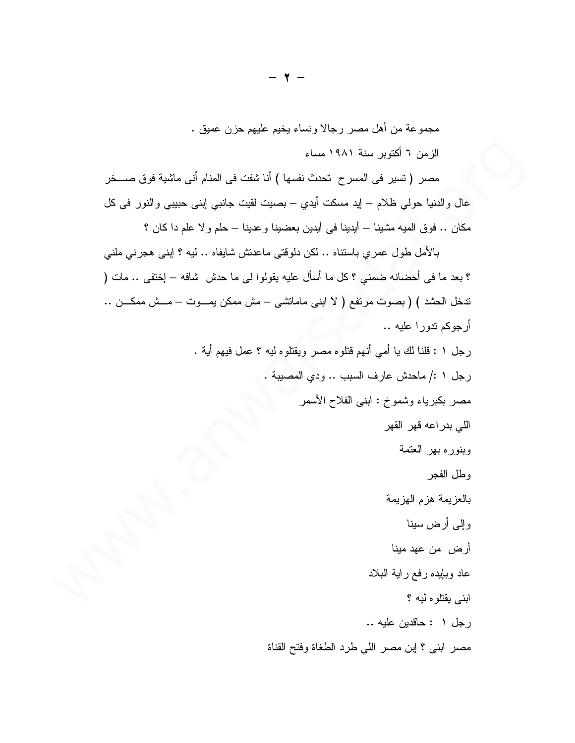مجموعة من أهل مصر رجالا ونساء يخيم عليهم حزن عميق .

الزمن ٦ أكتوبر سنة ١٩٨١ مساء

مصر ( تسير فى المسرح تحدث نفسها ) أنا شفت فى المنام أنى ماشية فوق صخر عال والدنيا حولي ظلام – إيد مسكت أيدي – بصيت لقيت جانبي إبنى حبيبي والنور فى كل مكان .. فوق الميه مشينا – أيدينا فى أيدين بعضينا وعدينا – حلم ولا علم دا كان ؟

بالأمل طول عمري باستناه .. لكن دلوقتى ماعدتش شايفاه .. ليه ؟ إبنى هجرني ملني ؟ بعد ما فى أحضانه ضمني ؟ كل ما أسأل عليه يقولوا لى ما حدش شافه – إختفى .. مات ( تدخل الحشد ) ( بصوت مرتفع ( لا ابنى ماماتشى – مش ممكن يموت – مش ممكن .. أرجوكم تدورا عليه ..

رجل ١ : قلنا لك يا أمي أنهم قتلوه مصر ويقتلوه ليه ؟ عمل فيهم أية .

رجل ١ :/ ماحدش عارف السبب .. ودي المصيبة .

مصر بكبرياء وشموخ : ابنى الفلاح الأسمر

اللي بدراعه قهر القهر

وبنوره بهر العتمة

وطل الفجر

بالعزيمة هزم الهزيمة

وإلى أرض سينا

أرض من عهد مينا

عاد وبإيده رفع راية البلاد

ابنى يقتلوه ليه ؟

رجل ١ : حاقدين عليه ..

مصر ابنى ؟ إبن مصر اللي طرد الطغاة وفتح القناة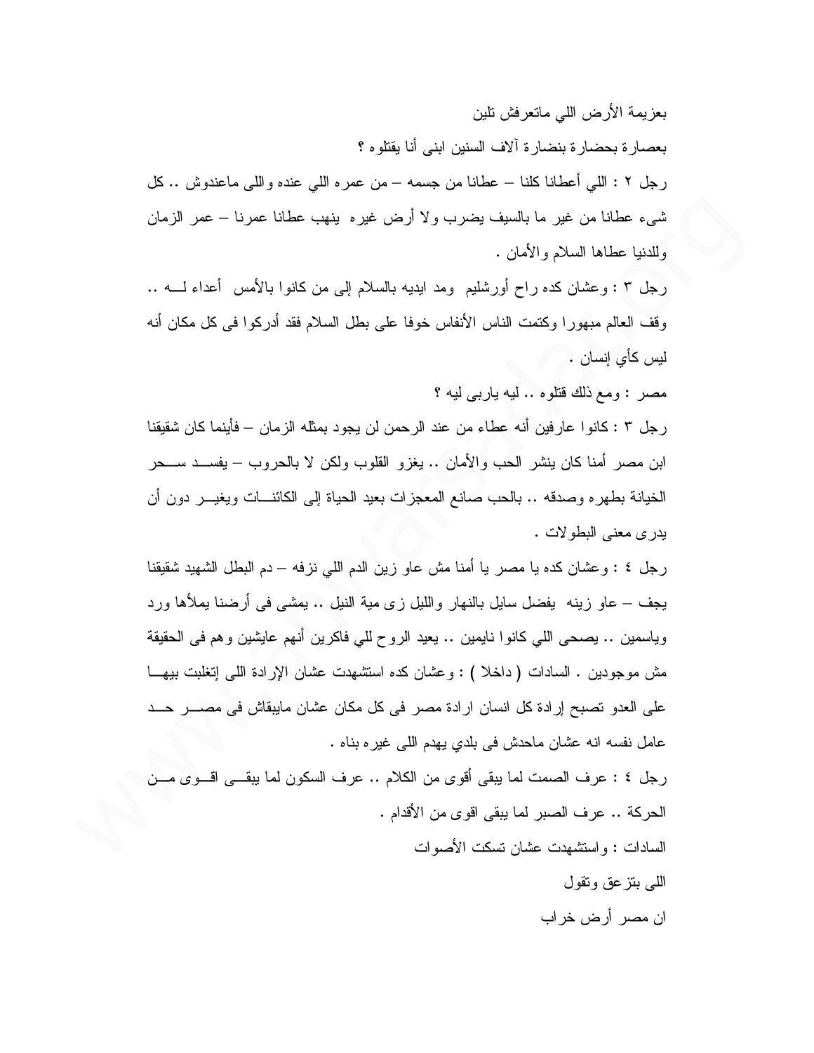بعزيمة الأرض اللي ماتعرفش تلين

بعصارة بحضارة بنضارة آلاف السنين ابنى أنا يقتلوه ؟

رجل ٢ : اللي أعطانا كلنا – عطانا من جسمه – من عمره اللي عنده واللى ماعندوش .. كل شيء عطانا من غير ما بالسيف يضرب ولا أرض غيره ينهب عطانا عمرنا – عمر الزمان وللدنيا عطاها السلام والأمان .

رجل ٣ : وعشان كده راح أورشليم ومد ايديه بالسلام إلى من كانوا بالأمس أعداء لـــه .. وقف العالم مبهورا وكتمت الناس الأنفاس خوفا على بطل السلام فقد أدركوا فى كل مكان أنه ليس كأي إنسان .

مصر : ومع ذلك قتلوه .. ليه ياربى ليه ؟

رجل ٣ : كانوا عارفين أنه عطاء من عند الرحمن لن يجود بمثله الزمان – فأينما كان شقيقنا ابن مصر أمنا كان ينشر الحب والأمان .. يغزو القلوب ولكن لا بالحروب – يفسد ســحر الخيانة بطهره وصدقه .. بالحب صانع المعجزات بعيد الحياة إلى الكائنـــات ويغيــر دون أن يدرى معنى البطولات .

رجل ٤ : وعشان كده يا مصر يا أمنا مش عاو زين الدم اللي نزفه – دم البطل الشهيد شقيقنا يجف – عاو زينه يفضل سايل بالنهار والليل زى مية النيل .. يمشى فى أرضنا يملأها ورد وياسمين .. يصحى اللي كانوا نايمين .. يعيد الروح للي فاكرين أنهم عايشين وهم فى الحقيقة مش موجودين . السادات ( داخلا ) : وعشان كده استشهدت عشان الإرادة اللى إتغلبت بيهـــا على العدو تصبح إرادة كل انسان ارادة مصر فى كل مكان عشان مايبقاش فى مصـــر حــد عامل نفسه انه عشان ماحدش فى بلدي يهدم اللى غيره بناه .

رجل ٤ : عرف الصمت لما يبقى أقوى من الكلام .. عرف السكون لما يبقـــى اقـــوى مـــن الحركة .. عرف الصبر لما يبقى اقوى من الأقدام .

السادات : واستشهدت عشان تسكت الأصوات

اللى بتزعق وتقول

ان مصر أرض خراب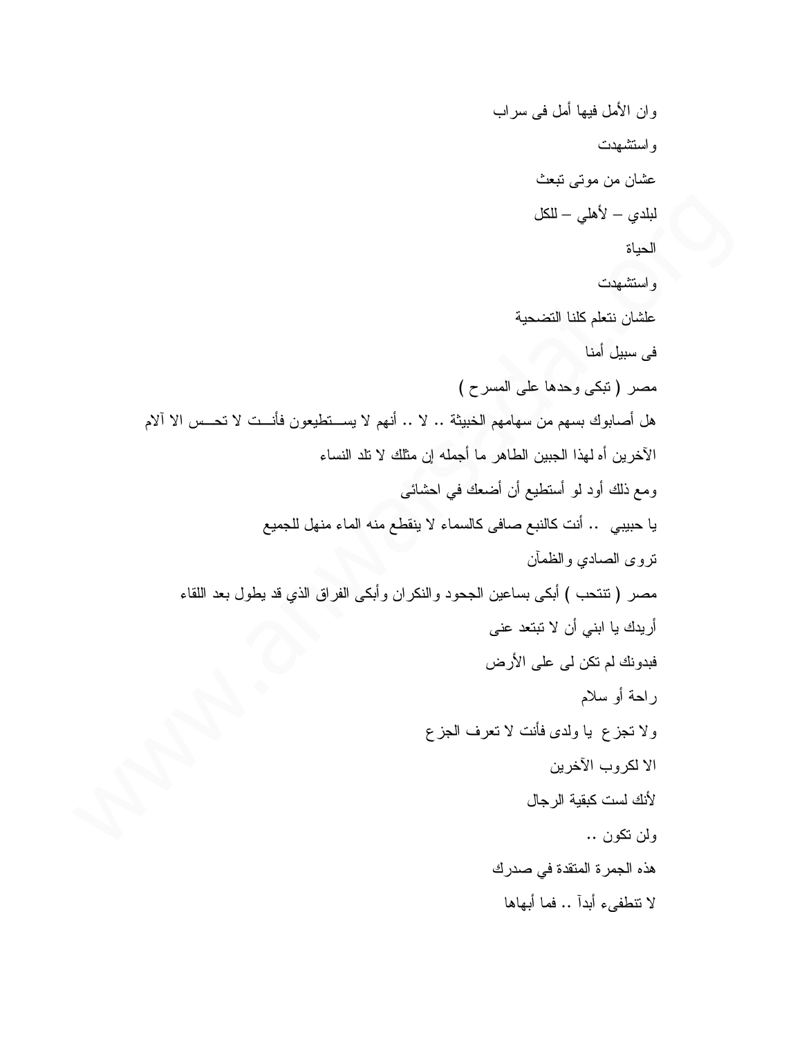وان الأمل فيها أمل فى سراب

واستشهدت

عشان من موتى تبعث

لبلدي – لأهلي – للكل

الحياة

واستشهدت

علشان نتعلم كلنا التضحية

فى سبيل أمنا

مصر ( تبكى وحدها على المسرح )

هل أصابوك بسهم من سهامهم الخبيثة .. لا .. أنهم لا يستطيعون فأنت لا تحس الا آلام

الآخرين أه لهذا الجبين الطاهر ما أجمله إن مثلك لا تلد النساء

ومع ذلك أود لو أستطيع أن أضعك في احشائى

يا حبيبي .. أنت كالنبع صافى كالسماء لا ينقطع منه الماء منهل للجميع

تروى الصادي والظمآن

مصر ( تنتحب ) أبكى بساعين الجحود والنكران وأبكى الفراق الذي قد يطول بعد اللقاء

أريدك يا ابني أن لا تبتعد عنى

فبدونك لم تكن لى على الأرض

راحة أو سلام

ولا تجزع يا ولدى فأنت لا تعرف الجزع

الا لكروب الآخرين

لأنك لست كبقية الرجال

ولن تكون ..

هذه الجمرة المتقدة في صدرك

لا تنطفىء أبدآ .. فما أبهاها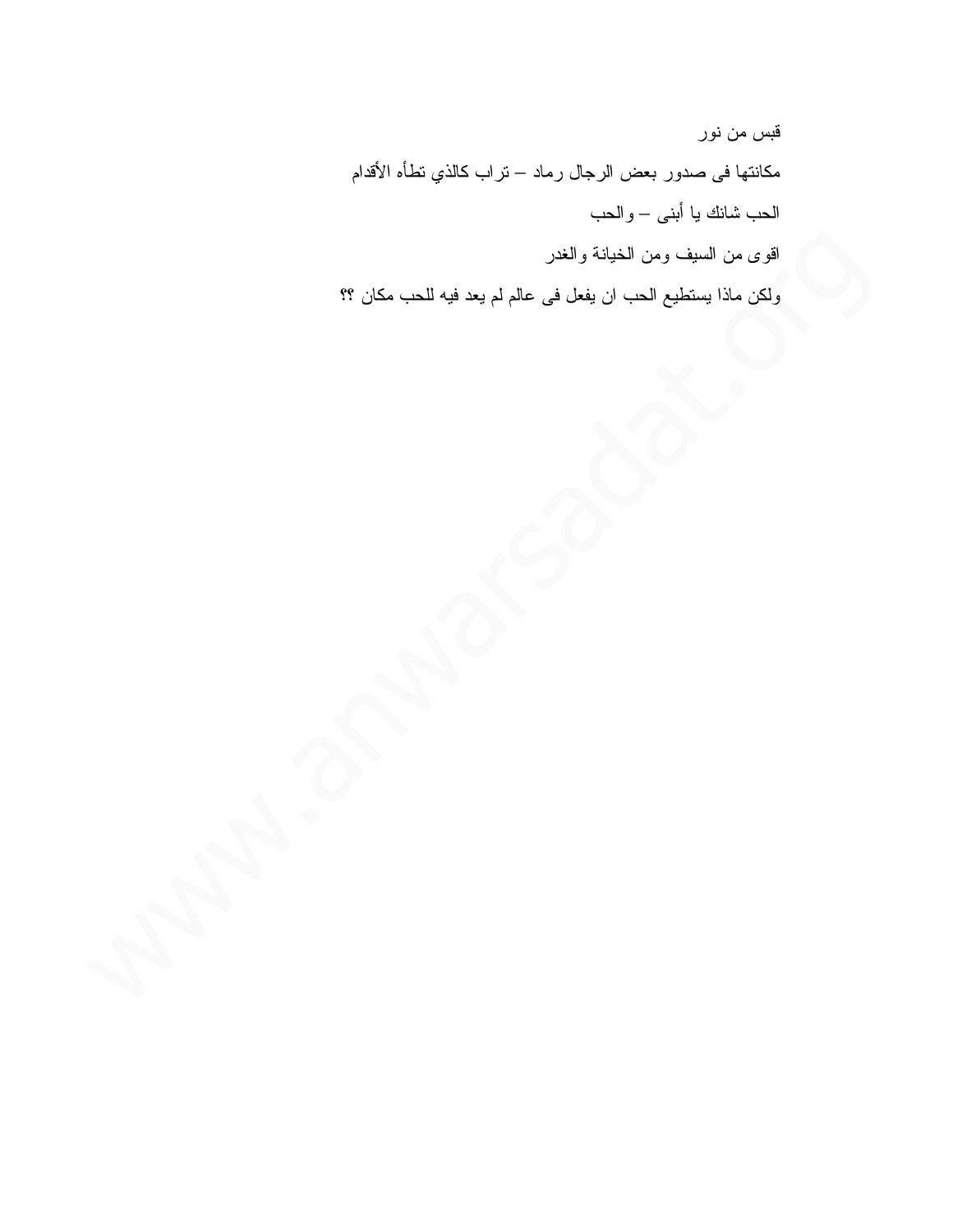قبس من نور

مكانتها فى صدور بعض الرجال رماد – تراب كالذي تطأه الأقدام

الحب شانك يا أبنى – والحب

اقوى من السيف ومن الخيانة والغدر

ولكن ماذا يستطيع الحب ان يفعل فى عالم لم يعد فيه للحب مكان ؟؟